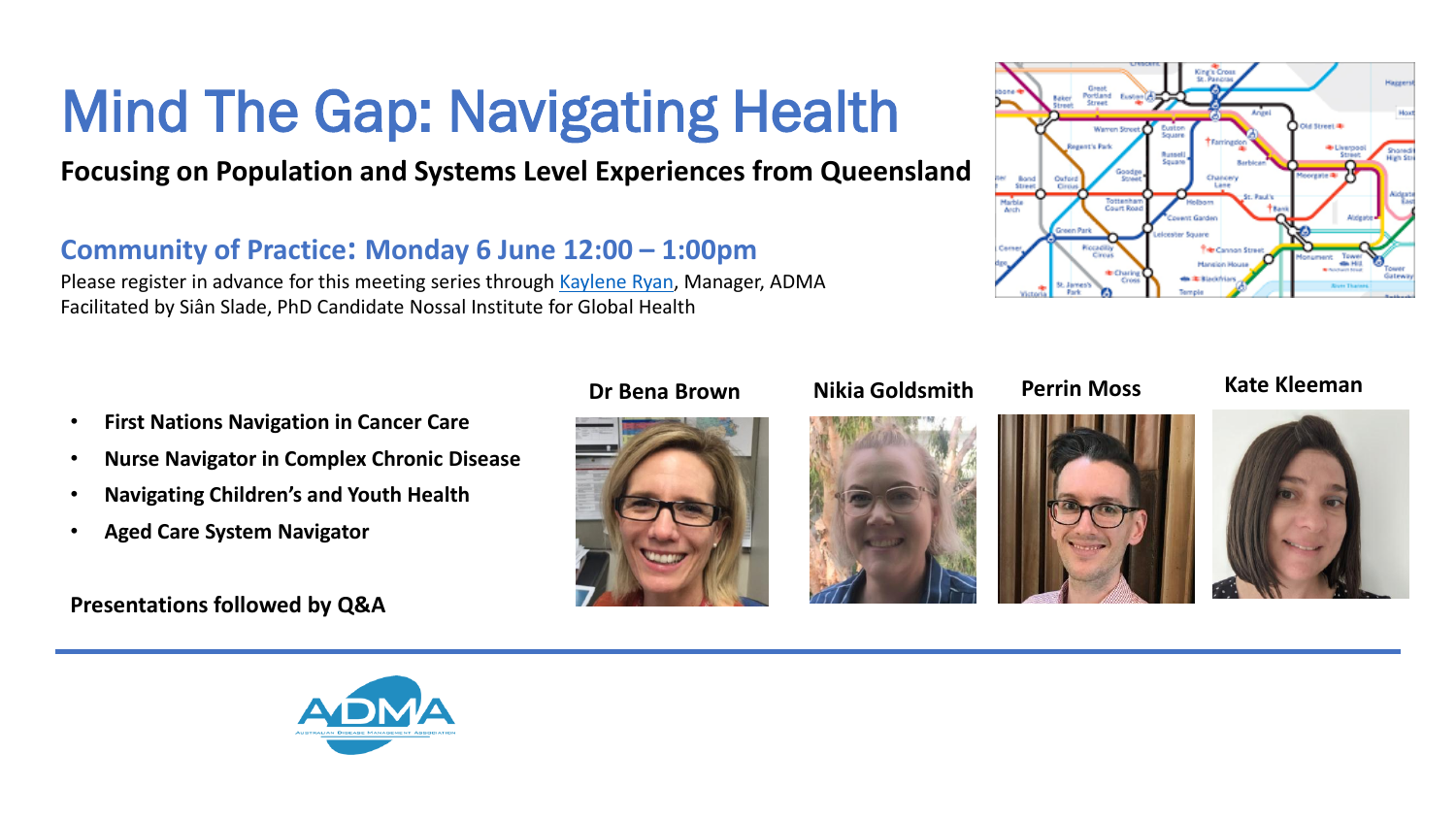# Mind The Gap: Navigating Health

**Focusing on Population and Systems Level Experiences from Queensland**

## Community of Practice: Monday 6 June 12:00 – 1:00pm

Please register in advance for this meeting series through Kaylene Ryan, Manager, ADMA
Facilitated by Siân Slade, PhD Candidate Nossal Institute for Global Health

- **First Nations Navigation in Cancer Care**
- **Nurse Navigator in Complex Chronic Disease**
- **Navigating Children's and Youth Health**
- **Aged Care System Navigator**

**Presentations followed by Q&A**

**Dr Bena Brown**

**Nikia Goldsmith**

**Perrin Moss**

**Kate Kleeman**

ADMA
Australian Disease Management Association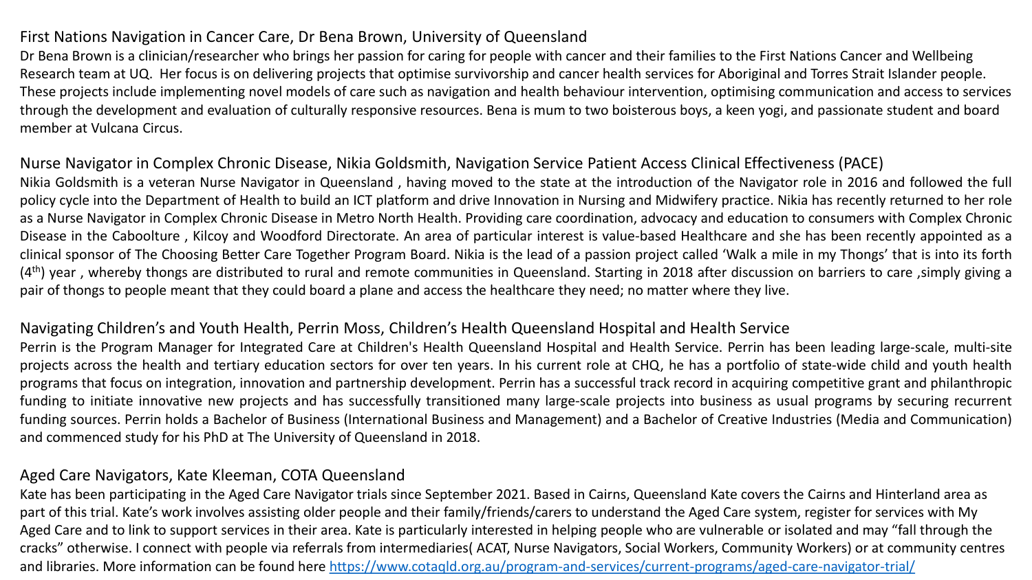## First Nations Navigation in Cancer Care, Dr Bena Brown, University of Queensland

Dr Bena Brown is a clinician/researcher who brings her passion for caring for people with cancer and their families to the First Nations Cancer and Wellbeing Research team at UQ. Her focus is on delivering projects that optimise survivorship and cancer health services for Aboriginal and Torres Strait Islander people. These projects include implementing novel models of care such as navigation and health behaviour intervention, optimising communication and access to services through the development and evaluation of culturally responsive resources. Bena is mum to two boisterous boys, a keen yogi, and passionate student and board member at Vulcana Circus.

## Nurse Navigator in Complex Chronic Disease, Nikia Goldsmith, Navigation Service Patient Access Clinical Effectiveness (PACE)

Nikia Goldsmith is a veteran Nurse Navigator in Queensland , having moved to the state at the introduction of the Navigator role in 2016 and followed the full policy cycle into the Department of Health to build an ICT platform and drive Innovation in Nursing and Midwifery practice. Nikia has recently returned to her role as a Nurse Navigator in Complex Chronic Disease in Metro North Health. Providing care coordination, advocacy and education to consumers with Complex Chronic Disease in the Caboolture , Kilcoy and Woodford Directorate. An area of particular interest is value-based Healthcare and she has been recently appointed as a clinical sponsor of The Choosing Better Care Together Program Board. Nikia is the lead of a passion project called 'Walk a mile in my Thongs' that is into its forth (4th) year , whereby thongs are distributed to rural and remote communities in Queensland. Starting in 2018 after discussion on barriers to care ,simply giving a pair of thongs to people meant that they could board a plane and access the healthcare they need; no matter where they live.

## Navigating Children's and Youth Health, Perrin Moss, Children's Health Queensland Hospital and Health Service

Perrin is the Program Manager for Integrated Care at Children's Health Queensland Hospital and Health Service. Perrin has been leading large-scale, multi-site projects across the health and tertiary education sectors for over ten years. In his current role at CHQ, he has a portfolio of state-wide child and youth health programs that focus on integration, innovation and partnership development. Perrin has a successful track record in acquiring competitive grant and philanthropic funding to initiate innovative new projects and has successfully transitioned many large-scale projects into business as usual programs by securing recurrent funding sources. Perrin holds a Bachelor of Business (International Business and Management) and a Bachelor of Creative Industries (Media and Communication) and commenced study for his PhD at The University of Queensland in 2018.

## Aged Care Navigators, Kate Kleeman, COTA Queensland

Kate has been participating in the Aged Care Navigator trials since September 2021. Based in Cairns, Queensland Kate covers the Cairns and Hinterland area as part of this trial. Kate's work involves assisting older people and their family/friends/carers to understand the Aged Care system, register for services with My Aged Care and to link to support services in their area. Kate is particularly interested in helping people who are vulnerable or isolated and may "fall through the cracks" otherwise. I connect with people via referrals from intermediaries( ACAT, Nurse Navigators, Social Workers, Community Workers) or at community centres and libraries. More information can be found here https://www.cotaqld.org.au/program-and-services/current-programs/aged-care-navigator-trial/